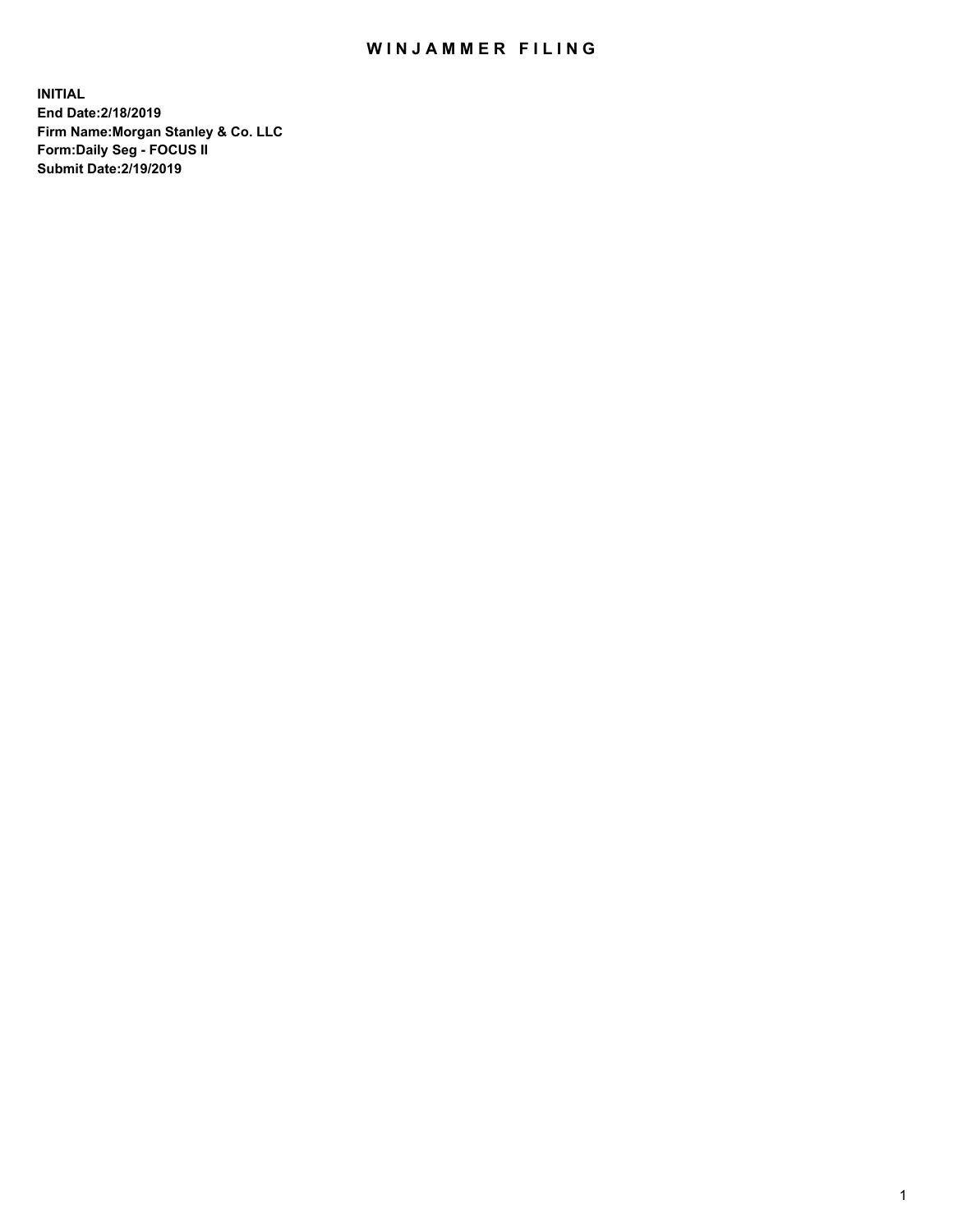# WINJAMMER FILING

**INITIAL**
**End Date:2/18/2019**
**Firm Name:Morgan Stanley & Co. LLC**
**Form:Daily Seg - FOCUS II**
**Submit Date:2/19/2019**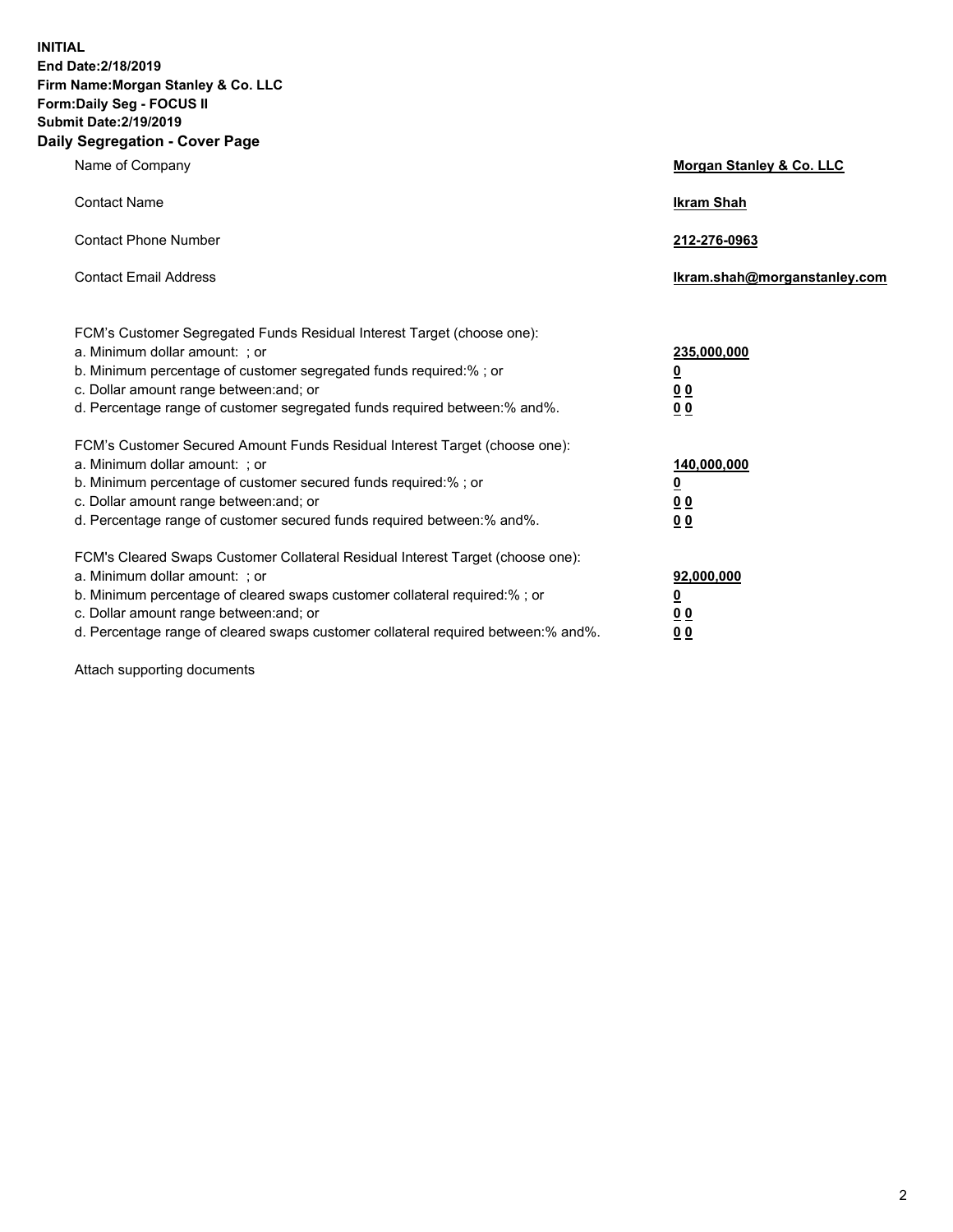**INITIAL**
**End Date:2/18/2019**
**Firm Name:Morgan Stanley & Co. LLC**
**Form:Daily Seg - FOCUS II**
**Submit Date:2/19/2019**

## Daily Segregation - Cover Page

| | |
|---|---|
| Name of Company | **Morgan Stanley & Co. LLC** |
| Contact Name | **Ikram Shah** |
| Contact Phone Number | **212-276-0963** |
| Contact Email Address | **Ikram.shah@morganstanley.com** |

FCM's Customer Segregated Funds Residual Interest Target (choose one):

| | |
|---|---|
| a. Minimum dollar amount: ; or | **235,000,000** |
| b. Minimum percentage of customer segregated funds required:% ; or | **0** |
| c. Dollar amount range between:and; or | **0 0** |
| d. Percentage range of customer segregated funds required between:% and%. | **0 0** |

FCM's Customer Secured Amount Funds Residual Interest Target (choose one):

| | |
|---|---|
| a. Minimum dollar amount: ; or | **140,000,000** |
| b. Minimum percentage of customer secured funds required:% ; or | **0** |
| c. Dollar amount range between:and; or | **0 0** |
| d. Percentage range of customer secured funds required between:% and%. | **0 0** |

FCM's Cleared Swaps Customer Collateral Residual Interest Target (choose one):

| | |
|---|---|
| a. Minimum dollar amount: ; or | **92,000,000** |
| b. Minimum percentage of cleared swaps customer collateral required:% ; or | **0** |
| c. Dollar amount range between:and; or | **0 0** |
| d. Percentage range of cleared swaps customer collateral required between:% and%. | **0 0** |

Attach supporting documents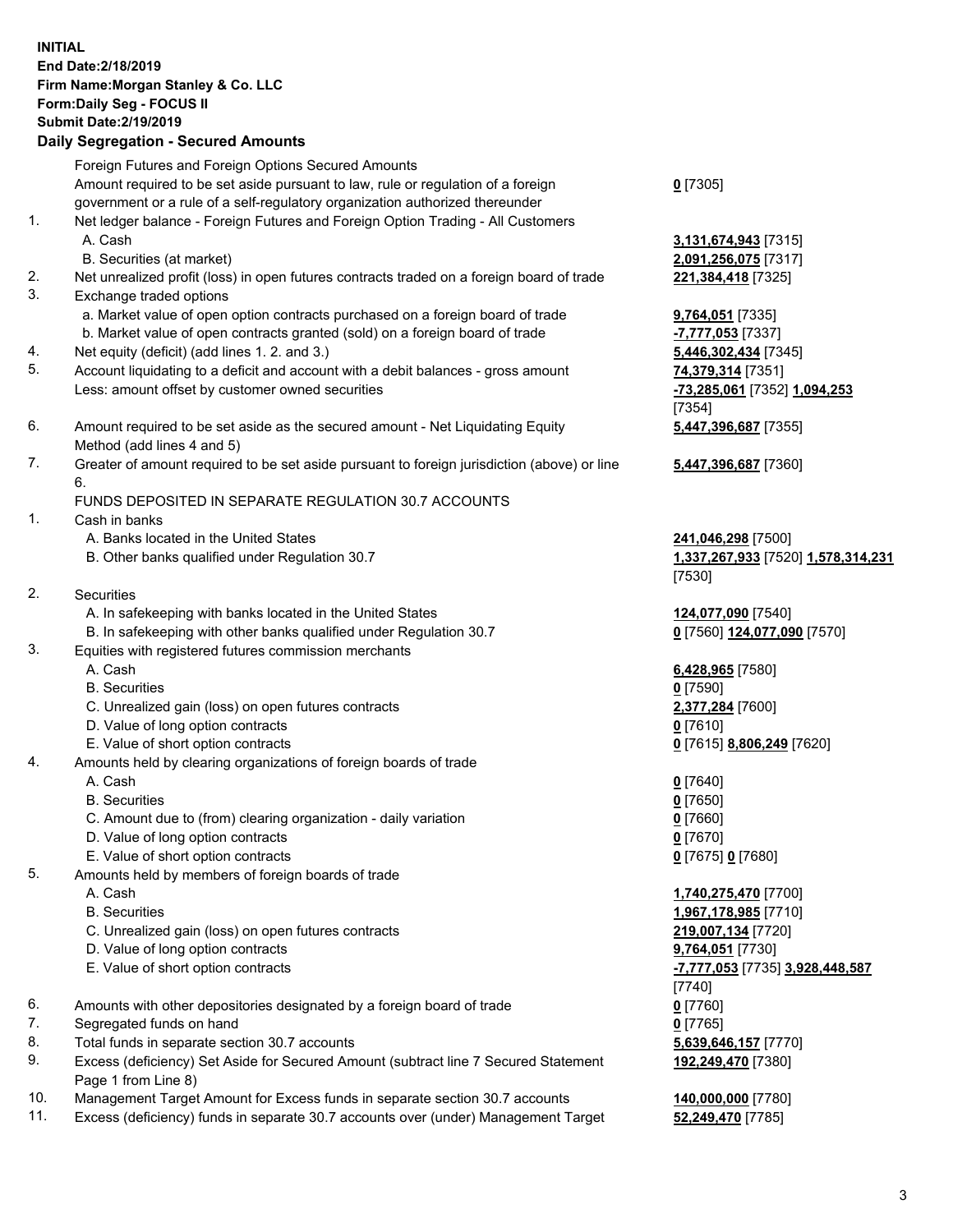**INITIAL**
**End Date:2/18/2019**
**Firm Name:Morgan Stanley & Co. LLC**
**Form:Daily Seg - FOCUS II**
**Submit Date:2/19/2019**

### Daily Segregation - Secured Amounts

| | | |
|---|---|---|
| | Foreign Futures and Foreign Options Secured Amounts | |
| | Amount required to be set aside pursuant to law, rule or regulation of a foreign government or a rule of a self-regulatory organization authorized thereunder | **0** [7305] |
| 1. | Net ledger balance - Foreign Futures and Foreign Option Trading - All Customers | |
| | A. Cash | **3,131,674,943** [7315] |
| | B. Securities (at market) | **2,091,256,075** [7317] |
| 2. | Net unrealized profit (loss) in open futures contracts traded on a foreign board of trade | **221,384,418** [7325] |
| 3. | Exchange traded options | |
| | a. Market value of open option contracts purchased on a foreign board of trade | **9,764,051** [7335] |
| | b. Market value of open contracts granted (sold) on a foreign board of trade | **-7,777,053** [7337] |
| 4. | Net equity (deficit) (add lines 1. 2. and 3.) | **5,446,302,434** [7345] |
| 5. | Account liquidating to a deficit and account with a debit balances - gross amount | **74,379,314** [7351] |
| | Less: amount offset by customer owned securities | **-73,285,061** [7352] **1,094,253** [7354] |
| 6. | Amount required to be set aside as the secured amount - Net Liquidating Equity Method (add lines 4 and 5) | **5,447,396,687** [7355] |
| 7. | Greater of amount required to be set aside pursuant to foreign jurisdiction (above) or line 6. | **5,447,396,687** [7360] |
| | FUNDS DEPOSITED IN SEPARATE REGULATION 30.7 ACCOUNTS | |
| 1. | Cash in banks | |
| | A. Banks located in the United States | **241,046,298** [7500] |
| | B. Other banks qualified under Regulation 30.7 | **1,337,267,933** [7520] **1,578,314,231** [7530] |
| 2. | Securities | |
| | A. In safekeeping with banks located in the United States | **124,077,090** [7540] |
| | B. In safekeeping with other banks qualified under Regulation 30.7 | **0** [7560] **124,077,090** [7570] |
| 3. | Equities with registered futures commission merchants | |
| | A. Cash | **6,428,965** [7580] |
| | B. Securities | **0** [7590] |
| | C. Unrealized gain (loss) on open futures contracts | **2,377,284** [7600] |
| | D. Value of long option contracts | **0** [7610] |
| | E. Value of short option contracts | **0** [7615] **8,806,249** [7620] |
| 4. | Amounts held by clearing organizations of foreign boards of trade | |
| | A. Cash | **0** [7640] |
| | B. Securities | **0** [7650] |
| | C. Amount due to (from) clearing organization - daily variation | **0** [7660] |
| | D. Value of long option contracts | **0** [7670] |
| | E. Value of short option contracts | **0** [7675] **0** [7680] |
| 5. | Amounts held by members of foreign boards of trade | |
| | A. Cash | **1,740,275,470** [7700] |
| | B. Securities | **1,967,178,985** [7710] |
| | C. Unrealized gain (loss) on open futures contracts | **219,007,134** [7720] |
| | D. Value of long option contracts | **9,764,051** [7730] |
| | E. Value of short option contracts | **-7,777,053** [7735] **3,928,448,587** [7740] |
| 6. | Amounts with other depositories designated by a foreign board of trade | **0** [7760] |
| 7. | Segregated funds on hand | **0** [7765] |
| 8. | Total funds in separate section 30.7 accounts | **5,639,646,157** [7770] |
| 9. | Excess (deficiency) Set Aside for Secured Amount (subtract line 7 Secured Statement Page 1 from Line 8) | **192,249,470** [7380] |
| 10. | Management Target Amount for Excess funds in separate section 30.7 accounts | **140,000,000** [7780] |
| 11. | Excess (deficiency) funds in separate 30.7 accounts over (under) Management Target | **52,249,470** [7785] |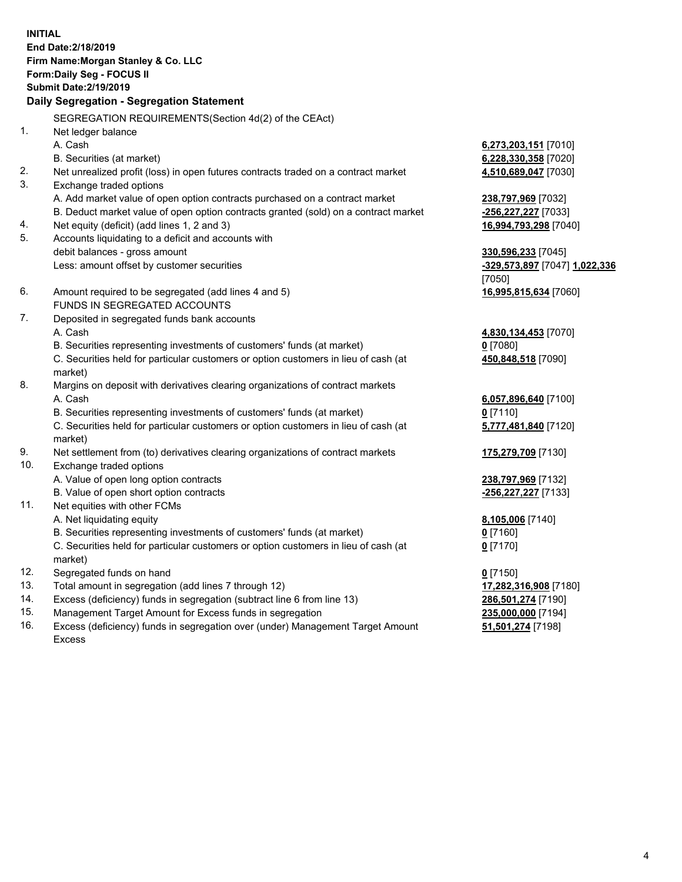**INITIAL**
**End Date:2/18/2019**
**Firm Name:Morgan Stanley & Co. LLC**
**Form:Daily Seg - FOCUS II**
**Submit Date:2/19/2019**

**Daily Segregation - Segregation Statement**

SEGREGATION REQUIREMENTS(Section 4d(2) of the CEAct)

| | | |
|---|---|---|
| 1. | Net ledger balance | |
| | A. Cash | **6,273,203,151** [7010] |
| | B. Securities (at market) | **6,228,330,358** [7020] |
| 2. | Net unrealized profit (loss) in open futures contracts traded on a contract market | **4,510,689,047** [7030] |
| 3. | Exchange traded options | |
| | A. Add market value of open option contracts purchased on a contract market | **238,797,969** [7032] |
| | B. Deduct market value of open option contracts granted (sold) on a contract market | **-256,227,227** [7033] |
| 4. | Net equity (deficit) (add lines 1, 2 and 3) | **16,994,793,298** [7040] |
| 5. | Accounts liquidating to a deficit and accounts with debit balances - gross amount | **330,596,233** [7045] |
| | Less: amount offset by customer securities | **-329,573,897** [7047] **1,022,336** [7050] |
| 6. | Amount required to be segregated (add lines 4 and 5) | **16,995,815,634** [7060] |
| | FUNDS IN SEGREGATED ACCOUNTS | |
| 7. | Deposited in segregated funds bank accounts | |
| | A. Cash | **4,830,134,453** [7070] |
| | B. Securities representing investments of customers' funds (at market) | **0** [7080] |
| | C. Securities held for particular customers or option customers in lieu of cash (at market) | **450,848,518** [7090] |
| 8. | Margins on deposit with derivatives clearing organizations of contract markets | |
| | A. Cash | **6,057,896,640** [7100] |
| | B. Securities representing investments of customers' funds (at market) | **0** [7110] |
| | C. Securities held for particular customers or option customers in lieu of cash (at market) | **5,777,481,840** [7120] |
| 9. | Net settlement from (to) derivatives clearing organizations of contract markets | **175,279,709** [7130] |
| 10. | Exchange traded options | |
| | A. Value of open long option contracts | **238,797,969** [7132] |
| | B. Value of open short option contracts | **-256,227,227** [7133] |
| 11. | Net equities with other FCMs | |
| | A. Net liquidating equity | **8,105,006** [7140] |
| | B. Securities representing investments of customers' funds (at market) | **0** [7160] |
| | C. Securities held for particular customers or option customers in lieu of cash (at market) | **0** [7170] |
| 12. | Segregated funds on hand | **0** [7150] |
| 13. | Total amount in segregation (add lines 7 through 12) | **17,282,316,908** [7180] |
| 14. | Excess (deficiency) funds in segregation (subtract line 6 from line 13) | **286,501,274** [7190] |
| 15. | Management Target Amount for Excess funds in segregation | **235,000,000** [7194] |
| 16. | Excess (deficiency) funds in segregation over (under) Management Target Amount Excess | **51,501,274** [7198] |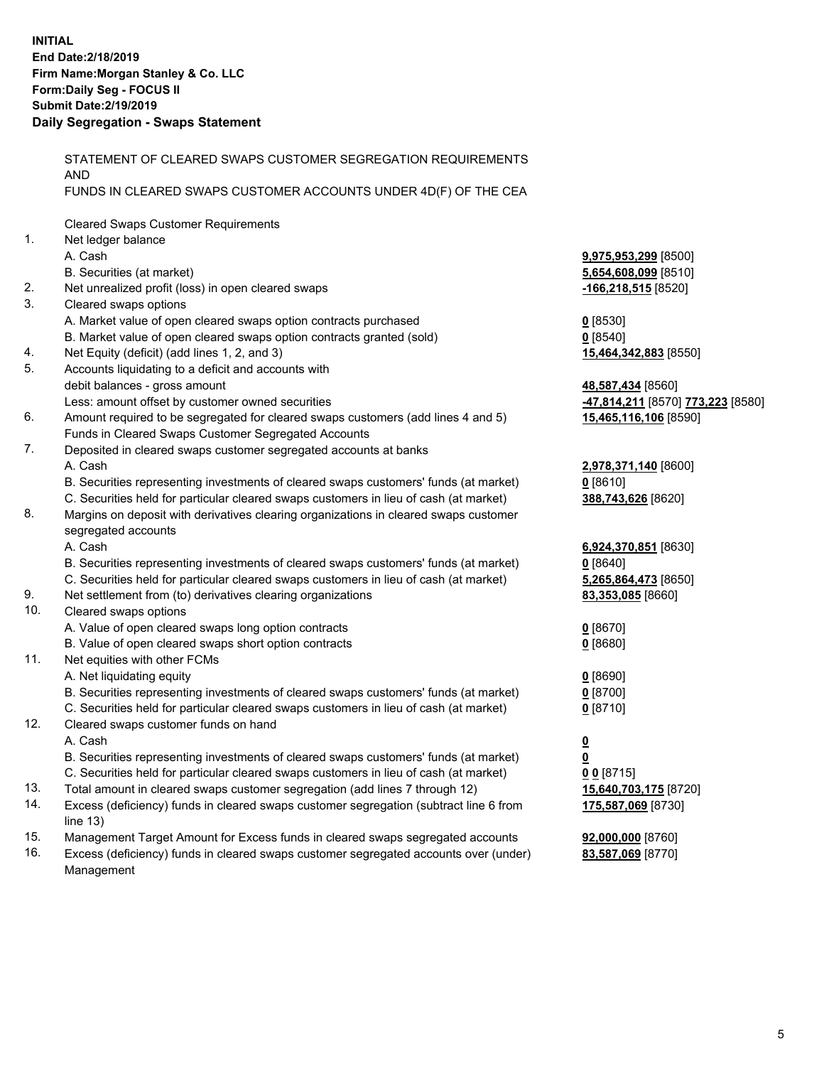**INITIAL**
**End Date:2/18/2019**
**Firm Name:Morgan Stanley & Co. LLC**
**Form:Daily Seg - FOCUS II**
**Submit Date:2/19/2019**
**Daily Segregation - Swaps Statement**

STATEMENT OF CLEARED SWAPS CUSTOMER SEGREGATION REQUIREMENTS AND FUNDS IN CLEARED SWAPS CUSTOMER ACCOUNTS UNDER 4D(F) OF THE CEA

| | | |
|---|---|---|
| | Cleared Swaps Customer Requirements | |
| 1. | Net ledger balance | |
| | A. Cash | **9,975,953,299** [8500] |
| | B. Securities (at market) | **5,654,608,099** [8510] |
| 2. | Net unrealized profit (loss) in open cleared swaps | **-166,218,515** [8520] |
| 3. | Cleared swaps options | |
| | A. Market value of open cleared swaps option contracts purchased | **0** [8530] |
| | B. Market value of open cleared swaps option contracts granted (sold) | **0** [8540] |
| 4. | Net Equity (deficit) (add lines 1, 2, and 3) | **15,464,342,883** [8550] |
| 5. | Accounts liquidating to a deficit and accounts with debit balances - gross amount | **48,587,434** [8560] |
| | Less: amount offset by customer owned securities | **-47,814,211** [8570] **773,223** [8580] |
| 6. | Amount required to be segregated for cleared swaps customers (add lines 4 and 5) | **15,465,116,106** [8590] |
| | Funds in Cleared Swaps Customer Segregated Accounts | |
| 7. | Deposited in cleared swaps customer segregated accounts at banks | |
| | A. Cash | **2,978,371,140** [8600] |
| | B. Securities representing investments of cleared swaps customers' funds (at market) | **0** [8610] |
| | C. Securities held for particular cleared swaps customers in lieu of cash (at market) | **388,743,626** [8620] |
| 8. | Margins on deposit with derivatives clearing organizations in cleared swaps customer segregated accounts | |
| | A. Cash | **6,924,370,851** [8630] |
| | B. Securities representing investments of cleared swaps customers' funds (at market) | **0** [8640] |
| | C. Securities held for particular cleared swaps customers in lieu of cash (at market) | **5,265,864,473** [8650] |
| 9. | Net settlement from (to) derivatives clearing organizations | **83,353,085** [8660] |
| 10. | Cleared swaps options | |
| | A. Value of open cleared swaps long option contracts | **0** [8670] |
| | B. Value of open cleared swaps short option contracts | **0** [8680] |
| 11. | Net equities with other FCMs | |
| | A. Net liquidating equity | **0** [8690] |
| | B. Securities representing investments of cleared swaps customers' funds (at market) | **0** [8700] |
| | C. Securities held for particular cleared swaps customers in lieu of cash (at market) | **0** [8710] |
| 12. | Cleared swaps customer funds on hand | |
| | A. Cash | **0** |
| | B. Securities representing investments of cleared swaps customers' funds (at market) | **0** |
| | C. Securities held for particular cleared swaps customers in lieu of cash (at market) | **0** **0** [8715] |
| 13. | Total amount in cleared swaps customer segregation (add lines 7 through 12) | **15,640,703,175** [8720] |
| 14. | Excess (deficiency) funds in cleared swaps customer segregation (subtract line 6 from line 13) | **175,587,069** [8730] |
| 15. | Management Target Amount for Excess funds in cleared swaps segregated accounts | **92,000,000** [8760] |
| 16. | Excess (deficiency) funds in cleared swaps customer segregated accounts over (under) Management | **83,587,069** [8770] |